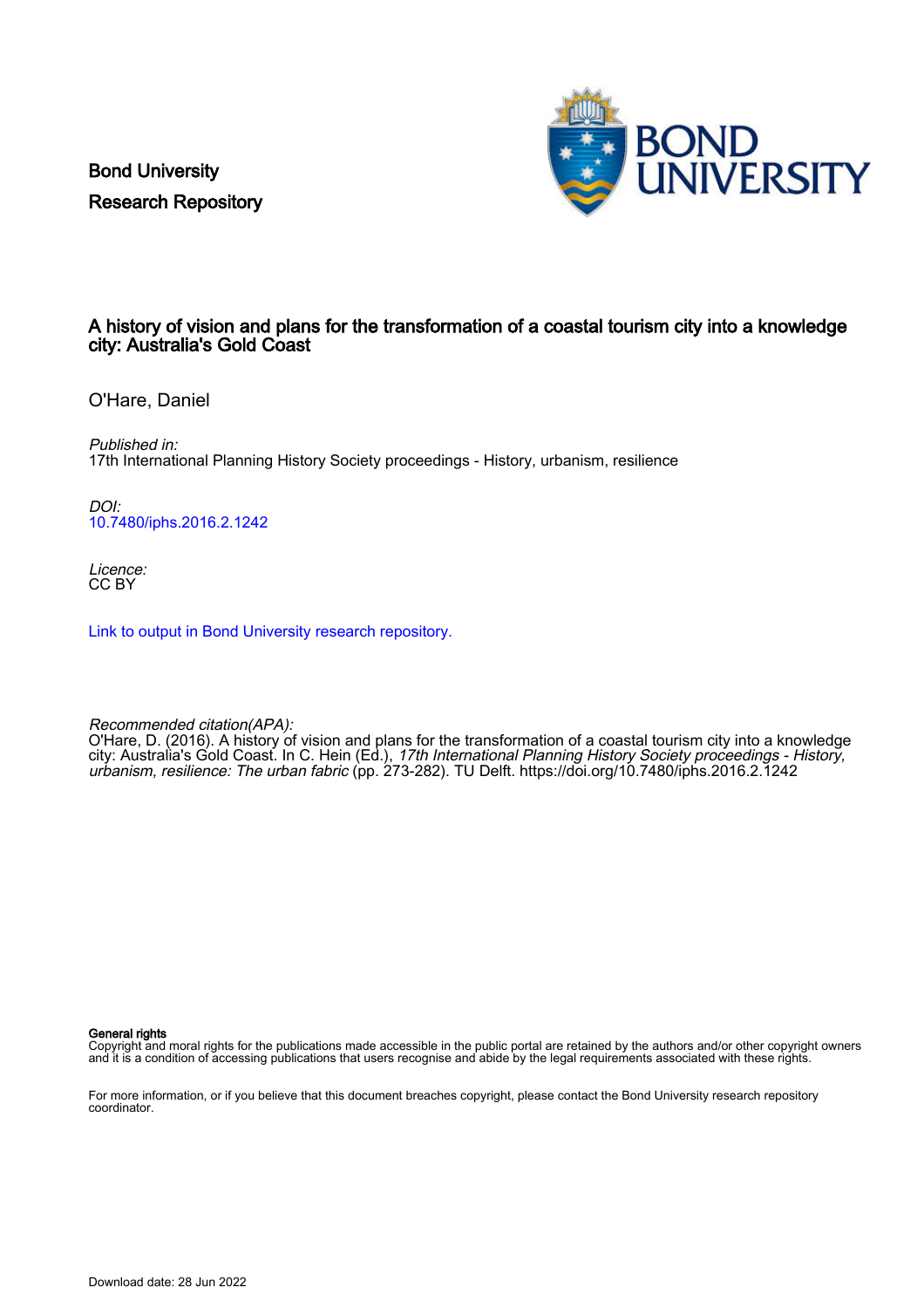Bond University
Research Repository

# A history of vision and plans for the transformation of a coastal tourism city into a knowledge city: Australia's Gold Coast

O'Hare, Daniel

*Published in:*
17th International Planning History Society proceedings - History, urbanism, resilience

*DOI:*
10.7480/iphs.2016.2.1242

*Licence:*
CC BY

Link to output in Bond University research repository.

*Recommended citation(APA):*
O'Hare, D. (2016). A history of vision and plans for the transformation of a coastal tourism city into a knowledge city: Australia's Gold Coast. In C. Hein (Ed.), *17th International Planning History Society proceedings - History, urbanism, resilience: The urban fabric* (pp. 273-282). TU Delft. https://doi.org/10.7480/iphs.2016.2.1242

**General rights**
Copyright and moral rights for the publications made accessible in the public portal are retained by the authors and/or other copyright owners and it is a condition of accessing publications that users recognise and abide by the legal requirements associated with these rights.

For more information, or if you believe that this document breaches copyright, please contact the Bond University research repository coordinator.

Download date: 28 Jun 2022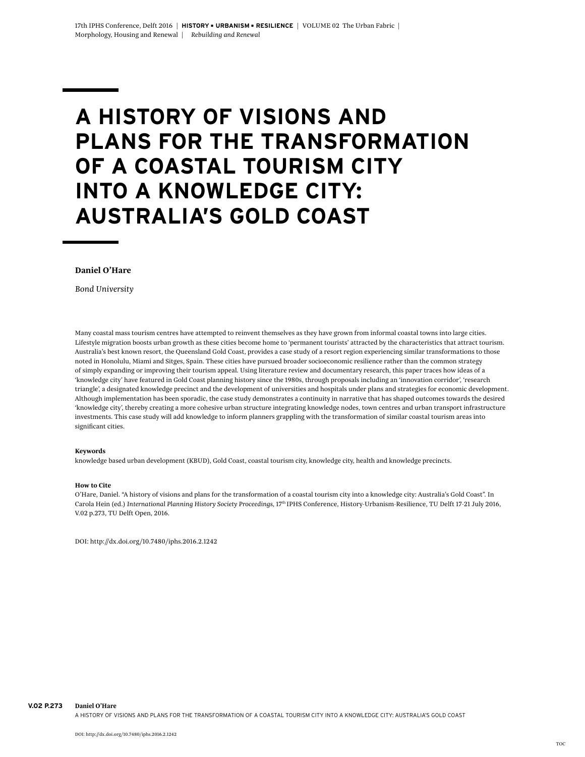# A HISTORY OF VISIONS AND PLANS FOR THE TRANSFORMATION OF A COASTAL TOURISM CITY INTO A KNOWLEDGE CITY: AUSTRALIA'S GOLD COAST

**Daniel O'Hare**

*Bond University*

Many coastal mass tourism centres have attempted to reinvent themselves as they have grown from informal coastal towns into large cities. Lifestyle migration boosts urban growth as these cities become home to 'permanent tourists' attracted by the characteristics that attract tourism. Australia's best known resort, the Queensland Gold Coast, provides a case study of a resort region experiencing similar transformations to those noted in Honolulu, Miami and Sitges, Spain. These cities have pursued broader socioeconomic resilience rather than the common strategy of simply expanding or improving their tourism appeal. Using literature review and documentary research, this paper traces how ideas of a 'knowledge city' have featured in Gold Coast planning history since the 1980s, through proposals including an 'innovation corridor', 'research triangle', a designated knowledge precinct and the development of universities and hospitals under plans and strategies for economic development. Although implementation has been sporadic, the case study demonstrates a continuity in narrative that has shaped outcomes towards the desired 'knowledge city', thereby creating a more cohesive urban structure integrating knowledge nodes, town centres and urban transport infrastructure investments. This case study will add knowledge to inform planners grappling with the transformation of similar coastal tourism areas into significant cities.

**Keywords**

knowledge based urban development (KBUD), Gold Coast, coastal tourism city, knowledge city, health and knowledge precincts.

**How to Cite**

O'Hare, Daniel. "A history of visions and plans for the transformation of a coastal tourism city into a knowledge city: Australia's Gold Coast". In Carola Hein (ed.) *International Planning History Society Proceedings*, 17th IPHS Conference, History-Urbanism-Resilience, TU Delft 17-21 July 2016, V.02 p.273, TU Delft Open, 2016.

DOI: http://dx.doi.org/10.7480/iphs.2016.2.1242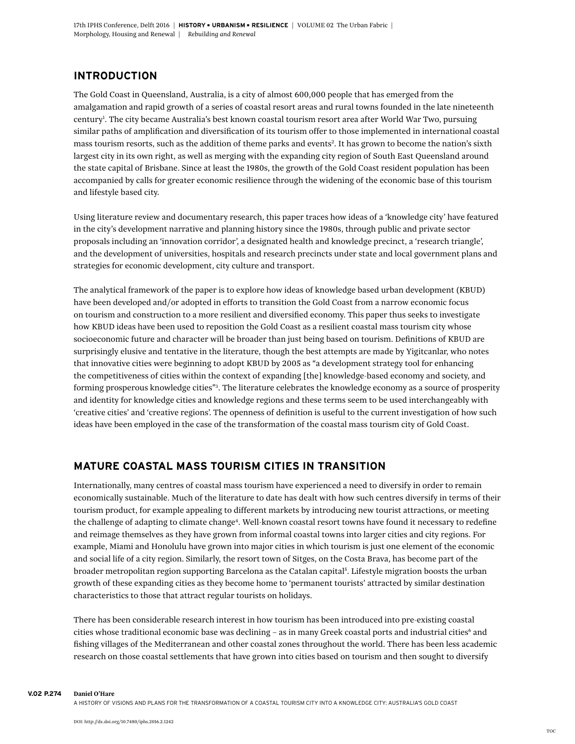## INTRODUCTION

The Gold Coast in Queensland, Australia, is a city of almost 600,000 people that has emerged from the amalgamation and rapid growth of a series of coastal resort areas and rural towns founded in the late nineteenth century[1]. The city became Australia's best known coastal tourism resort area after World War Two, pursuing similar paths of amplification and diversification of its tourism offer to those implemented in international coastal mass tourism resorts, such as the addition of theme parks and events[2]. It has grown to become the nation's sixth largest city in its own right, as well as merging with the expanding city region of South East Queensland around the state capital of Brisbane. Since at least the 1980s, the growth of the Gold Coast resident population has been accompanied by calls for greater economic resilience through the widening of the economic base of this tourism and lifestyle based city.

Using literature review and documentary research, this paper traces how ideas of a 'knowledge city' have featured in the city's development narrative and planning history since the 1980s, through public and private sector proposals including an 'innovation corridor', a designated health and knowledge precinct, a 'research triangle', and the development of universities, hospitals and research precincts under state and local government plans and strategies for economic development, city culture and transport.

The analytical framework of the paper is to explore how ideas of knowledge based urban development (KBUD) have been developed and/or adopted in efforts to transition the Gold Coast from a narrow economic focus on tourism and construction to a more resilient and diversified economy. This paper thus seeks to investigate how KBUD ideas have been used to reposition the Gold Coast as a resilient coastal mass tourism city whose socioeconomic future and character will be broader than just being based on tourism. Definitions of KBUD are surprisingly elusive and tentative in the literature, though the best attempts are made by Yigitcanlar, who notes that innovative cities were beginning to adopt KBUD by 2005 as "a development strategy tool for enhancing the competitiveness of cities within the context of expanding [the] knowledge-based economy and society, and forming prosperous knowledge cities"[3]. The literature celebrates the knowledge economy as a source of prosperity and identity for knowledge cities and knowledge regions and these terms seem to be used interchangeably with 'creative cities' and 'creative regions'. The openness of definition is useful to the current investigation of how such ideas have been employed in the case of the transformation of the coastal mass tourism city of Gold Coast.

## MATURE COASTAL MASS TOURISM CITIES IN TRANSITION

Internationally, many centres of coastal mass tourism have experienced a need to diversify in order to remain economically sustainable. Much of the literature to date has dealt with how such centres diversify in terms of their tourism product, for example appealing to different markets by introducing new tourist attractions, or meeting the challenge of adapting to climate change[4]. Well-known coastal resort towns have found it necessary to redefine and reimage themselves as they have grown from informal coastal towns into larger cities and city regions. For example, Miami and Honolulu have grown into major cities in which tourism is just one element of the economic and social life of a city region. Similarly, the resort town of Sitges, on the Costa Brava, has become part of the broader metropolitan region supporting Barcelona as the Catalan capital[5]. Lifestyle migration boosts the urban growth of these expanding cities as they become home to 'permanent tourists' attracted by similar destination characteristics to those that attract regular tourists on holidays.

There has been considerable research interest in how tourism has been introduced into pre-existing coastal cities whose traditional economic base was declining – as in many Greek coastal ports and industrial cities[6] and fishing villages of the Mediterranean and other coastal zones throughout the world. There has been less academic research on those coastal settlements that have grown into cities based on tourism and then sought to diversify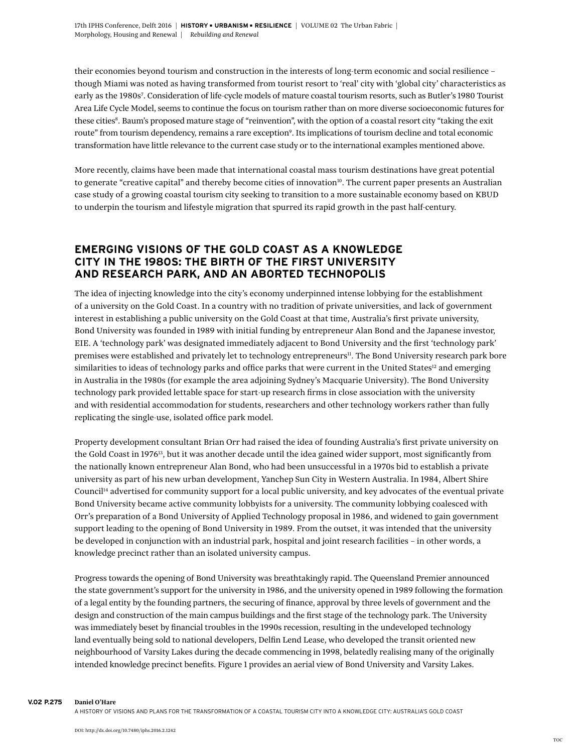their economies beyond tourism and construction in the interests of long-term economic and social resilience – though Miami was noted as having transformed from tourist resort to 'real' city with 'global city' characteristics as early as the 1980s[7]. Consideration of life-cycle models of mature coastal tourism resorts, such as Butler's 1980 Tourist Area Life Cycle Model, seems to continue the focus on tourism rather than on more diverse socioeconomic futures for these cities[8]. Baum's proposed mature stage of "reinvention", with the option of a coastal resort city "taking the exit route" from tourism dependency, remains a rare exception[9]. Its implications of tourism decline and total economic transformation have little relevance to the current case study or to the international examples mentioned above.

More recently, claims have been made that international coastal mass tourism destinations have great potential to generate "creative capital" and thereby become cities of innovation[10]. The current paper presents an Australian case study of a growing coastal tourism city seeking to transition to a more sustainable economy based on KBUD to underpin the tourism and lifestyle migration that spurred its rapid growth in the past half-century.

## EMERGING VISIONS OF THE GOLD COAST AS A KNOWLEDGE CITY IN THE 1980S: THE BIRTH OF THE FIRST UNIVERSITY AND RESEARCH PARK, AND AN ABORTED TECHNOPOLIS

The idea of injecting knowledge into the city's economy underpinned intense lobbying for the establishment of a university on the Gold Coast. In a country with no tradition of private universities, and lack of government interest in establishing a public university on the Gold Coast at that time, Australia's first private university, Bond University was founded in 1989 with initial funding by entrepreneur Alan Bond and the Japanese investor, EIE. A 'technology park' was designated immediately adjacent to Bond University and the first 'technology park' premises were established and privately let to technology entrepreneurs[11]. The Bond University research park bore similarities to ideas of technology parks and office parks that were current in the United States[12] and emerging in Australia in the 1980s (for example the area adjoining Sydney's Macquarie University). The Bond University technology park provided lettable space for start-up research firms in close association with the university and with residential accommodation for students, researchers and other technology workers rather than fully replicating the single-use, isolated office park model.

Property development consultant Brian Orr had raised the idea of founding Australia's first private university on the Gold Coast in 1976[13], but it was another decade until the idea gained wider support, most significantly from the nationally known entrepreneur Alan Bond, who had been unsuccessful in a 1970s bid to establish a private university as part of his new urban development, Yanchep Sun City in Western Australia. In 1984, Albert Shire Council[14] advertised for community support for a local public university, and key advocates of the eventual private Bond University became active community lobbyists for a university. The community lobbying coalesced with Orr's preparation of a Bond University of Applied Technology proposal in 1986, and widened to gain government support leading to the opening of Bond University in 1989. From the outset, it was intended that the university be developed in conjunction with an industrial park, hospital and joint research facilities – in other words, a knowledge precinct rather than an isolated university campus.

Progress towards the opening of Bond University was breathtakingly rapid. The Queensland Premier announced the state government's support for the university in 1986, and the university opened in 1989 following the formation of a legal entity by the founding partners, the securing of finance, approval by three levels of government and the design and construction of the main campus buildings and the first stage of the technology park. The University was immediately beset by financial troubles in the 1990s recession, resulting in the undeveloped technology land eventually being sold to national developers, Delfin Lend Lease, who developed the transit oriented new neighbourhood of Varsity Lakes during the decade commencing in 1998, belatedly realising many of the originally intended knowledge precinct benefits. Figure 1 provides an aerial view of Bond University and Varsity Lakes.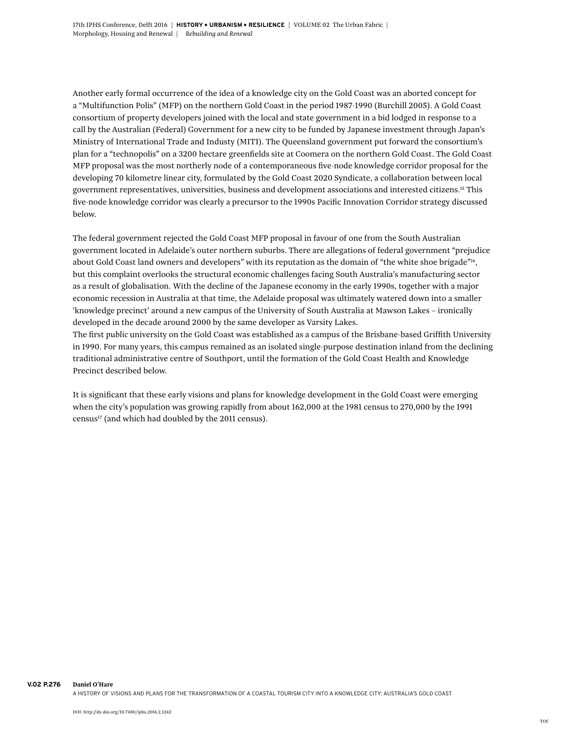Another early formal occurrence of the idea of a knowledge city on the Gold Coast was an aborted concept for a "Multifunction Polis" (MFP) on the northern Gold Coast in the period 1987-1990 (Burchill 2005). A Gold Coast consortium of property developers joined with the local and state government in a bid lodged in response to a call by the Australian (Federal) Government for a new city to be funded by Japanese investment through Japan's Ministry of International Trade and Industy (MITI). The Queensland government put forward the consortium's plan for a "technopolis" on a 3200 hectare greenfields site at Coomera on the northern Gold Coast. The Gold Coast MFP proposal was the most northerly node of a contemporaneous five-node knowledge corridor proposal for the developing 70 kilometre linear city, formulated by the Gold Coast 2020 Syndicate, a collaboration between local government representatives, universities, business and development associations and interested citizens.[15] This five-node knowledge corridor was clearly a precursor to the 1990s Pacific Innovation Corridor strategy discussed below.

The federal government rejected the Gold Coast MFP proposal in favour of one from the South Australian government located in Adelaide's outer northern suburbs. There are allegations of federal government "prejudice about Gold Coast land owners and developers" with its reputation as the domain of "the white shoe brigade"[16], but this complaint overlooks the structural economic challenges facing South Australia's manufacturing sector as a result of globalisation. With the decline of the Japanese economy in the early 1990s, together with a major economic recession in Australia at that time, the Adelaide proposal was ultimately watered down into a smaller 'knowledge precinct' around a new campus of the University of South Australia at Mawson Lakes – ironically developed in the decade around 2000 by the same developer as Varsity Lakes.

The first *public* university on the Gold Coast was established as a campus of the Brisbane-based Griffith University in 1990. For many years, this campus remained as an isolated single-purpose destination inland from the declining traditional administrative centre of Southport, until the formation of the Gold Coast Health and Knowledge Precinct described below.

It is significant that these early visions and plans for knowledge development in the Gold Coast were emerging when the city's population was growing rapidly from about 162,000 at the 1981 census to 270,000 by the 1991 census[17] (and which had doubled by the 2011 census).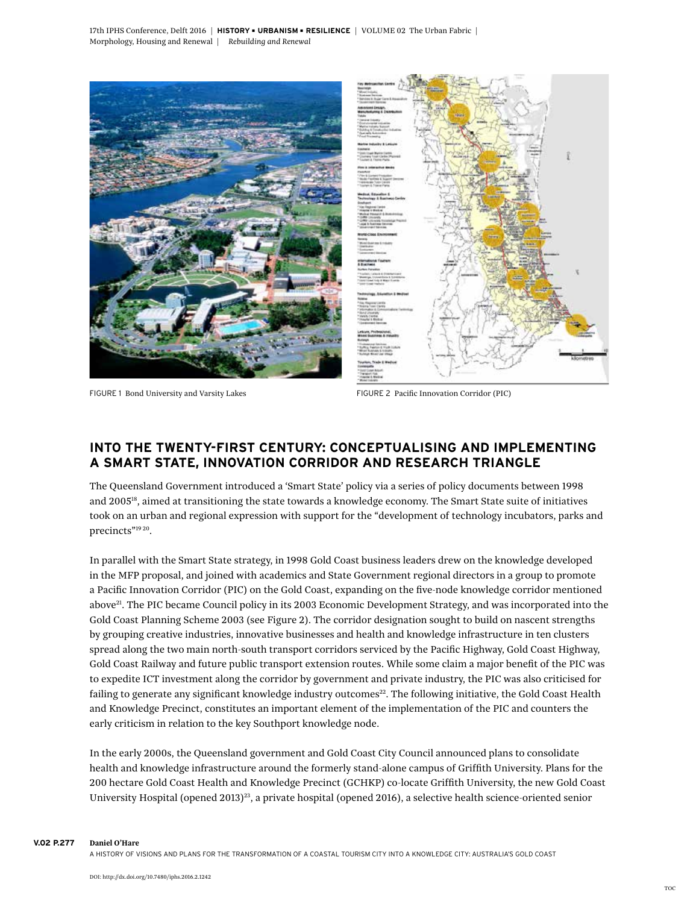FIGURE 1 Bond University and Varsity Lakes

FIGURE 2 Pacific Innovation Corridor (PIC)

## INTO THE TWENTY-FIRST CENTURY: CONCEPTUALISING AND IMPLEMENTING A SMART STATE, INNOVATION CORRIDOR AND RESEARCH TRIANGLE

The Queensland Government introduced a 'Smart State' policy via a series of policy documents between 1998 and 2005[18], aimed at transitioning the state towards a knowledge economy. The Smart State suite of initiatives took on an urban and regional expression with support for the "development of technology incubators, parks and precincts"[19 20].

In parallel with the Smart State strategy, in 1998 Gold Coast business leaders drew on the knowledge developed in the MFP proposal, and joined with academics and State Government regional directors in a group to promote a Pacific Innovation Corridor (PIC) on the Gold Coast, expanding on the five-node knowledge corridor mentioned above[21]. The PIC became Council policy in its 2003 Economic Development Strategy, and was incorporated into the Gold Coast Planning Scheme 2003 (see Figure 2). The corridor designation sought to build on nascent strengths by grouping creative industries, innovative businesses and health and knowledge infrastructure in ten clusters spread along the two main north-south transport corridors serviced by the Pacific Highway, Gold Coast Highway, Gold Coast Railway and future public transport extension routes. While some claim a major benefit of the PIC was to expedite ICT investment along the corridor by government and private industry, the PIC was also criticised for failing to generate any significant knowledge industry outcomes[22]. The following initiative, the Gold Coast Health and Knowledge Precinct, constitutes an important element of the implementation of the PIC and counters the early criticism in relation to the key Southport knowledge node.

In the early 2000s, the Queensland government and Gold Coast City Council announced plans to consolidate health and knowledge infrastructure around the formerly stand-alone campus of Griffith University. Plans for the 200 hectare Gold Coast Health and Knowledge Precinct (GCHKP) co-locate Griffith University, the new Gold Coast University Hospital (opened 2013)[23], a private hospital (opened 2016), a selective health science-oriented senior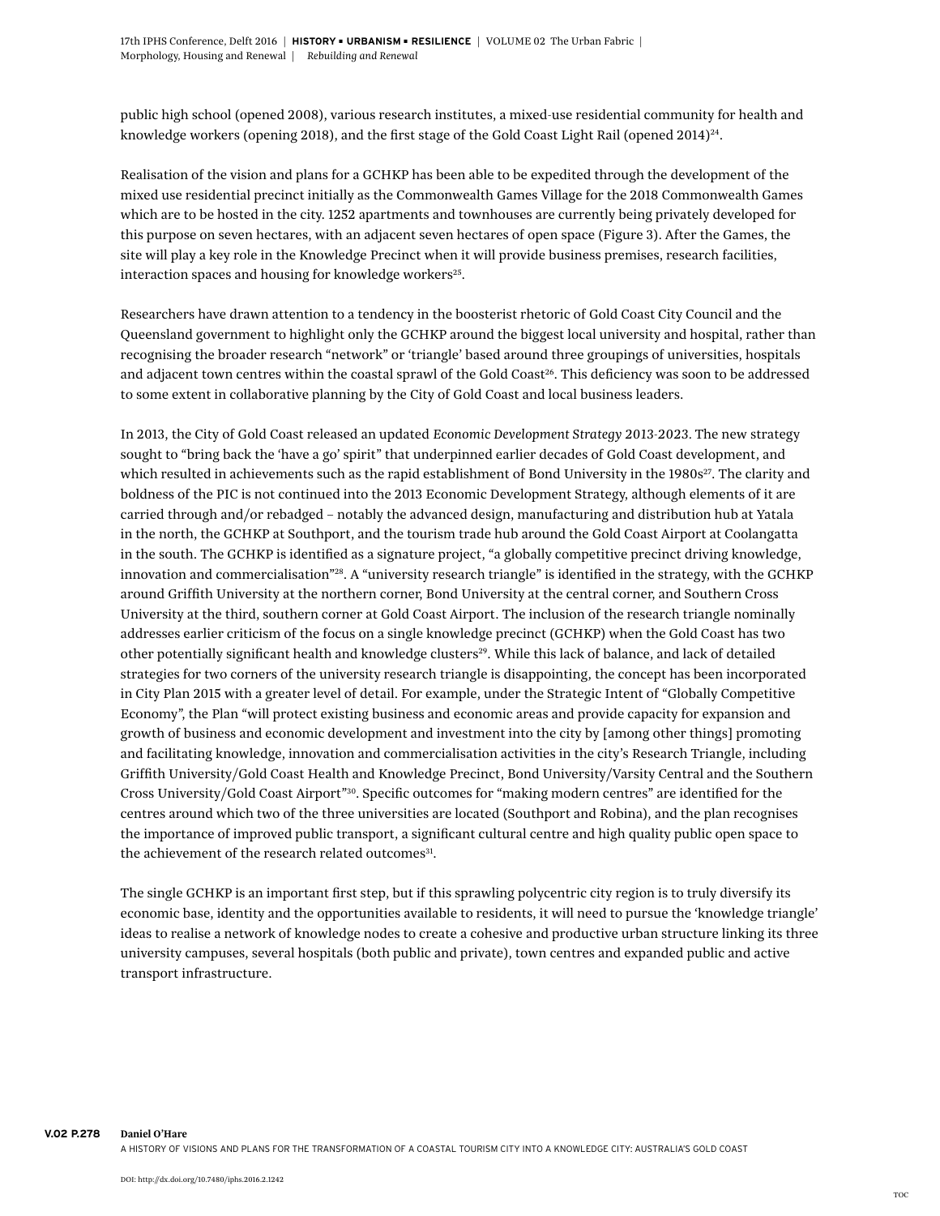public high school (opened 2008), various research institutes, a mixed-use residential community for health and knowledge workers (opening 2018), and the first stage of the Gold Coast Light Rail (opened 2014)[24].

Realisation of the vision and plans for a GCHKP has been able to be expedited through the development of the mixed use residential precinct initially as the Commonwealth Games Village for the 2018 Commonwealth Games which are to be hosted in the city. 1252 apartments and townhouses are currently being privately developed for this purpose on seven hectares, with an adjacent seven hectares of open space (Figure 3). After the Games, the site will play a key role in the Knowledge Precinct when it will provide business premises, research facilities, interaction spaces and housing for knowledge workers[25].

Researchers have drawn attention to a tendency in the boosterist rhetoric of Gold Coast City Council and the Queensland government to highlight only the GCHKP around the biggest local university and hospital, rather than recognising the broader research "network" or 'triangle' based around three groupings of universities, hospitals and adjacent town centres within the coastal sprawl of the Gold Coast[26]. This deficiency was soon to be addressed to some extent in collaborative planning by the City of Gold Coast and local business leaders.

In 2013, the City of Gold Coast released an updated *Economic Development Strategy 2013-2023*. The new strategy sought to "bring back the 'have a go' spirit" that underpinned earlier decades of Gold Coast development, and which resulted in achievements such as the rapid establishment of Bond University in the 1980s[27]. The clarity and boldness of the PIC is not continued into the 2013 Economic Development Strategy, although elements of it are carried through and/or rebadged – notably the advanced design, manufacturing and distribution hub at Yatala in the north, the GCHKP at Southport, and the tourism trade hub around the Gold Coast Airport at Coolangatta in the south. The GCHKP is identified as a signature project, "a globally competitive precinct driving knowledge, innovation and commercialisation"[28]. A "university research triangle" is identified in the strategy, with the GCHKP around Griffith University at the northern corner, Bond University at the central corner, and Southern Cross University at the third, southern corner at Gold Coast Airport. The inclusion of the research triangle nominally addresses earlier criticism of the focus on a single knowledge precinct (GCHKP) when the Gold Coast has two other potentially significant health and knowledge clusters[29]. While this lack of balance, and lack of detailed strategies for two corners of the university research triangle is disappointing, the concept has been incorporated in City Plan 2015 with a greater level of detail. For example, under the Strategic Intent of "Globally Competitive Economy", the Plan "will protect existing business and economic areas and provide capacity for expansion and growth of business and economic development and investment into the city by [among other things] promoting and facilitating knowledge, innovation and commercialisation activities in the city's Research Triangle, including Griffith University/Gold Coast Health and Knowledge Precinct, Bond University/Varsity Central and the Southern Cross University/Gold Coast Airport"[30]. Specific outcomes for "making modern centres" are identified for the centres around which two of the three universities are located (Southport and Robina), and the plan recognises the importance of improved public transport, a significant cultural centre and high quality public open space to the achievement of the research related outcomes[31].

The single GCHKP is an important first step, but if this sprawling polycentric city region is to truly diversify its economic base, identity and the opportunities available to residents, it will need to pursue the 'knowledge triangle' ideas to realise a network of knowledge nodes to create a cohesive and productive urban structure linking its three university campuses, several hospitals (both public and private), town centres and expanded public and active transport infrastructure.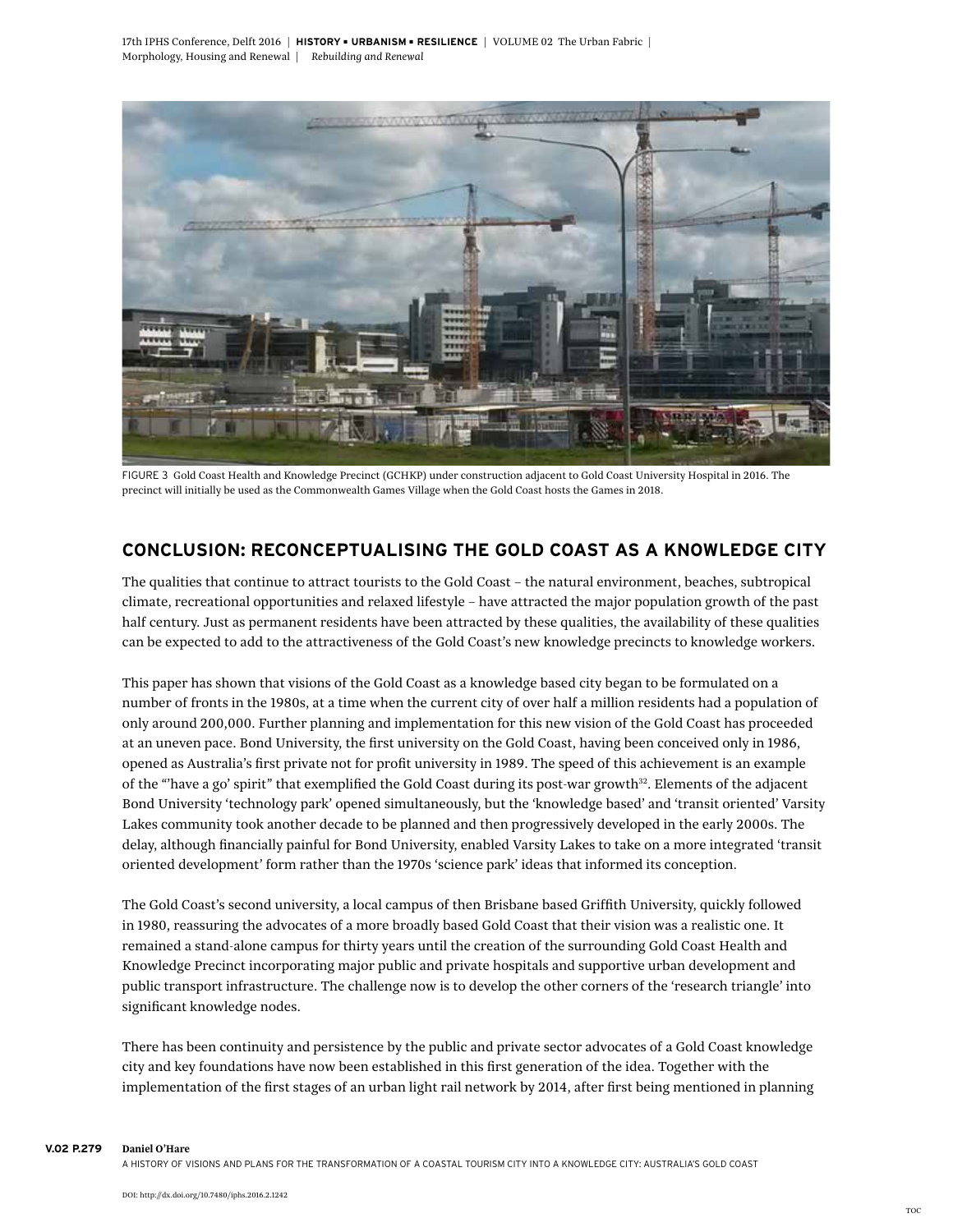FIGURE 3 Gold Coast Health and Knowledge Precinct (GCHKP) under construction adjacent to Gold Coast University Hospital in 2016. The precinct will initially be used as the Commonwealth Games Village when the Gold Coast hosts the Games in 2018.

## CONCLUSION: RECONCEPTUALISING THE GOLD COAST AS A KNOWLEDGE CITY

The qualities that continue to attract tourists to the Gold Coast – the natural environment, beaches, subtropical climate, recreational opportunities and relaxed lifestyle – have attracted the major population growth of the past half century. Just as permanent residents have been attracted by these qualities, the availability of these qualities can be expected to add to the attractiveness of the Gold Coast's new knowledge precincts to knowledge workers.

This paper has shown that visions of the Gold Coast as a knowledge based city began to be formulated on a number of fronts in the 1980s, at a time when the current city of over half a million residents had a population of only around 200,000. Further planning and implementation for this new vision of the Gold Coast has proceeded at an uneven pace. Bond University, the first university on the Gold Coast, having been conceived only in 1986, opened as Australia's first private not for profit university in 1989. The speed of this achievement is an example of the "'have a go' spirit" that exemplified the Gold Coast during its post-war growth[32]. Elements of the adjacent Bond University 'technology park' opened simultaneously, but the 'knowledge based' and 'transit oriented' Varsity Lakes community took another decade to be planned and then progressively developed in the early 2000s. The delay, although financially painful for Bond University, enabled Varsity Lakes to take on a more integrated 'transit oriented development' form rather than the 1970s 'science park' ideas that informed its conception.

The Gold Coast's second university, a local campus of then Brisbane based Griffith University, quickly followed in 1980, reassuring the advocates of a more broadly based Gold Coast that their vision was a realistic one. It remained a stand-alone campus for thirty years until the creation of the surrounding Gold Coast Health and Knowledge Precinct incorporating major public and private hospitals and supportive urban development and public transport infrastructure. The challenge now is to develop the other corners of the 'research triangle' into significant knowledge nodes.

There has been continuity and persistence by the public and private sector advocates of a Gold Coast knowledge city and key foundations have now been established in this first generation of the idea. Together with the implementation of the first stages of an urban light rail network by 2014, after first being mentioned in planning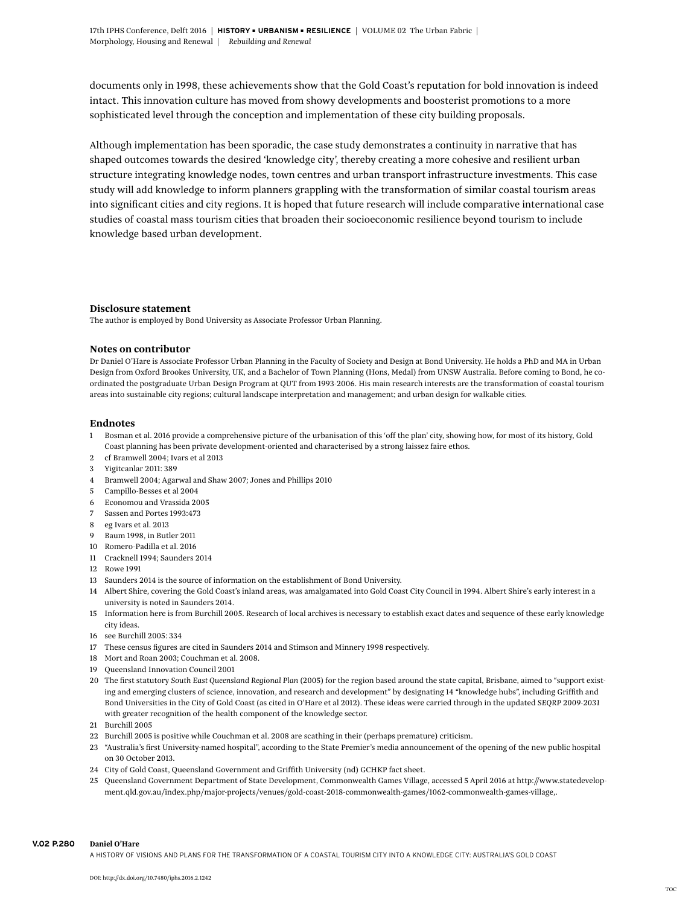documents only in 1998, these achievements show that the Gold Coast's reputation for bold innovation is indeed intact. This innovation culture has moved from showy developments and boosterist promotions to a more sophisticated level through the conception and implementation of these city building proposals.

Although implementation has been sporadic, the case study demonstrates a continuity in narrative that has shaped outcomes towards the desired 'knowledge city', thereby creating a more cohesive and resilient urban structure integrating knowledge nodes, town centres and urban transport infrastructure investments. This case study will add knowledge to inform planners grappling with the transformation of similar coastal tourism areas into significant cities and city regions. It is hoped that future research will include comparative international case studies of coastal mass tourism cities that broaden their socioeconomic resilience beyond tourism to include knowledge based urban development.

### Disclosure statement

The author is employed by Bond University as Associate Professor Urban Planning.

### Notes on contributor

Dr Daniel O'Hare is Associate Professor Urban Planning in the Faculty of Society and Design at Bond University. He holds a PhD and MA in Urban Design from Oxford Brookes University, UK, and a Bachelor of Town Planning (Hons, Medal) from UNSW Australia. Before coming to Bond, he co-ordinated the postgraduate Urban Design Program at QUT from 1993-2006. His main research interests are the transformation of coastal tourism areas into sustainable city regions; cultural landscape interpretation and management; and urban design for walkable cities.

### Endnotes

1. Bosman et al. 2016 provide a comprehensive picture of the urbanisation of this 'off the plan' city, showing how, for most of its history, Gold Coast planning has been private development-oriented and characterised by a strong laissez faire ethos.
2. cf Bramwell 2004; Ivars et al 2013
3. Yigitcanlar 2011: 389
4. Bramwell 2004; Agarwal and Shaw 2007; Jones and Phillips 2010
5. Campillo-Besses et al 2004
6. Economou and Vrassida 2005
7. Sassen and Portes 1993:473
8. eg Ivars et al. 2013
9. Baum 1998, in Butler 2011
10. Romero-Padilla et al. 2016
11. Cracknell 1994; Saunders 2014
12. Rowe 1991
13. Saunders 2014 is the source of information on the establishment of Bond University.
14. Albert Shire, covering the Gold Coast's inland areas, was amalgamated into Gold Coast City Council in 1994. Albert Shire's early interest in a university is noted in Saunders 2014.
15. Information here is from Burchill 2005. Research of local archives is necessary to establish exact dates and sequence of these early knowledge city ideas.
16. see Burchill 2005: 334
17. These census figures are cited in Saunders 2014 and Stimson and Minnery 1998 respectively.
18. Mort and Roan 2003; Couchman et al. 2008.
19. Queensland Innovation Council 2001
20. The first statutory *South East Queensland Regional Plan* (2005) for the region based around the state capital, Brisbane, aimed to "support existing and emerging clusters of science, innovation, and research and development" by designating 14 "knowledge hubs", including Griffith and Bond Universities in the City of Gold Coast (as cited in O'Hare et al 2012). These ideas were carried through in the updated *SEQRP 2009-2031* with greater recognition of the health component of the knowledge sector.
21. Burchill 2005
22. Burchill 2005 is positive while Couchman et al. 2008 are scathing in their (perhaps premature) criticism.
23. "Australia's first University-named hospital", according to the State Premier's media announcement of the opening of the new public hospital on 30 October 2013.
24. City of Gold Coast, Queensland Government and Griffith University (nd) GCHKP fact sheet.
25. Queensland Government Department of State Development, Commonwealth Games Village, accessed 5 April 2016 at http://www.statedevelopment.qld.gov.au/index.php/major-projects/venues/gold-coast-2018-commonwealth-games/1062-commonwealth-games-village,.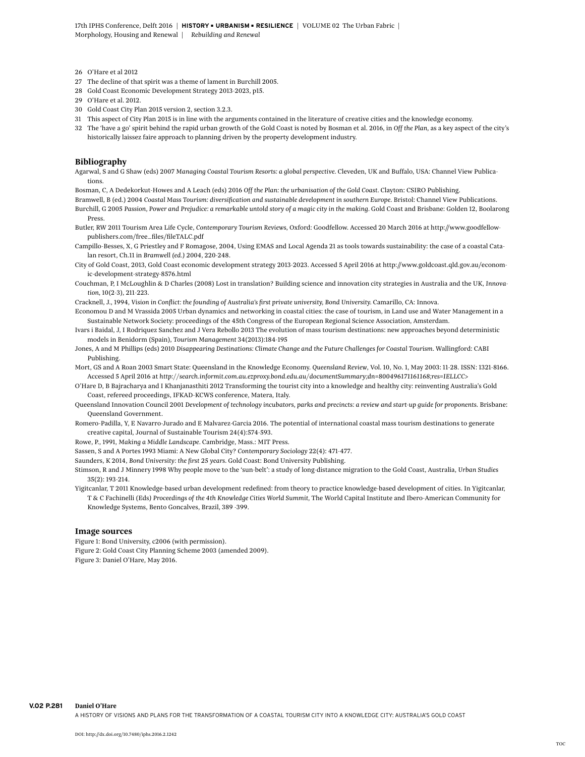26 O'Hare et al 2012
27 The decline of that spirit was a theme of lament in Burchill 2005.
28 Gold Coast Economic Development Strategy 2013-2023, p15.
29 O'Hare et al. 2012.
30 Gold Coast City Plan 2015 version 2, section 3.2.3.
31 This aspect of City Plan 2015 is in line with the arguments contained in the literature of creative cities and the knowledge economy.
32 The 'have a go' spirit behind the rapid urban growth of the Gold Coast is noted by Bosman et al. 2016, in *Off the Plan*, as a key aspect of the city's historically laissez faire approach to planning driven by the property development industry.

## Bibliography

Agarwal, S and G Shaw (eds) 2007 *Managing Coastal Tourism Resorts: a global perspective*. Cleveden, UK and Buffalo, USA: Channel View Publications.

Bosman, C, A Dedekorkut-Howes and A Leach (eds) 2016 *Off the Plan: the urbanisation of the Gold Coast*. Clayton: CSIRO Publishing.

Bramwell, B (ed.) 2004 *Coastal Mass Tourism: diversification and sustainable development in southern Europe*. Bristol: Channel View Publications.

Burchill, G 2005 *Passion, Power and Prejudice: a remarkable untold story of a magic city in the making*. Gold Coast and Brisbane: Golden 12, Boolarong Press.

Butler, RW 2011 Tourism Area Life Cycle, *Contemporary Tourism Reviews*, Oxford: Goodfellow. Accessed 20 March 2016 at http://www.goodfellowpublishers.com/free_files/fileTALC.pdf

Campillo-Besses, X, G Priestley and F Romagose, 2004, Using EMAS and Local Agenda 21 as tools towards sustainability: the case of a coastal Catalan resort, Ch.11 in *Bramwell (ed.)* 2004, 220-248.

City of Gold Coast, 2013, Gold Coast economic development strategy 2013-2023. Accessed 5 April 2016 at http://www.goldcoast.qld.gov.au/economic-development-strategy-8576.html

Couchman, P, I McLoughlin & D Charles (2008) Lost in translation? Building science and innovation city strategies in Australia and the UK, *Innovation*, 10(2-3), 211-223.

Cracknell, J., 1994, *Vision in Conflict: the founding of Australia's first private university, Bond University*. Camarillo, CA: Innova.

Economou D and M Vrassida 2005 Urban dynamics and networking in coastal cities: the case of tourism, in Land use and Water Management in a Sustainable Network Society: proceedings of the 45th Congress of the European Regional Science Association, Amsterdam.

Ivars i Baidal, J, I Rodriquez Sanchez and J Vera Rebollo 2013 The evolution of mass tourism destinations: new approaches beyond deterministic models in Benidorm (Spain), *Tourism Management* 34(2013):184-195

Jones, A and M Phillips (eds) 2010 *Disappearing Destinations: Climate Change and the Future Challenges for Coastal Tourism*. Wallingford: CABI Publishing.

Mort, GS and A Roan 2003 Smart State: Queensland in the Knowledge Economy. *Queensland Review*, Vol. 10, No. 1, May 2003: 11-28. ISSN: 1321-8166. Accessed 5 April 2016 at *http://search.informit.com.au.ezproxy.bond.edu.au/documentSummary;dn=800496171161168;res=IELLCC>*

O'Hare D, B Bajracharya and I Khanjanasthiti 2012 Transforming the tourist city into a knowledge and healthy city: reinventing Australia's Gold Coast, refereed proceedings, IFKAD-KCWS conference, Matera, Italy.

Queensland Innovation Council 2001 *Development of technology incubators, parks and precincts: a review and start-up guide for proponents*. Brisbane: Queensland Government.

Romero-Padilla, Y, E Navarro-Jurado and E Malvarez-Garcia 2016. The potential of international coastal mass tourism destinations to generate creative capital, Journal of Sustainable Tourism 24(4):574-593.

Rowe, P., 1991, *Making a Middle Landscape*. Cambridge, Mass.: MIT Press.

Sassen, S and A Portes 1993 Miami: A New Global City? *Contemporary Sociology* 22(4): 471-477.

Saunders, K 2014, *Bond University: the first 25 years*. Gold Coast: Bond University Publishing.

Stimson, R and J Minnery 1998 Why people move to the 'sun-belt': a study of long-distance migration to the Gold Coast, Australia, *Urban Studies* 35(2): 193-214.

Yigitcanlar, T 2011 Knowledge-based urban development redefined: from theory to practice knowledge-based development of cities. In Yigitcanlar, T & C Fachinelli (Eds) *Proceedings of the 4th Knowledge Cities World Summit*, The World Capital Institute and Ibero-American Community for Knowledge Systems, Bento Goncalves, Brazil, 389 -399.

## Image sources

Figure 1: Bond University, c2006 (with permission).
Figure 2: Gold Coast City Planning Scheme 2003 (amended 2009).
Figure 3: Daniel O'Hare, May 2016.